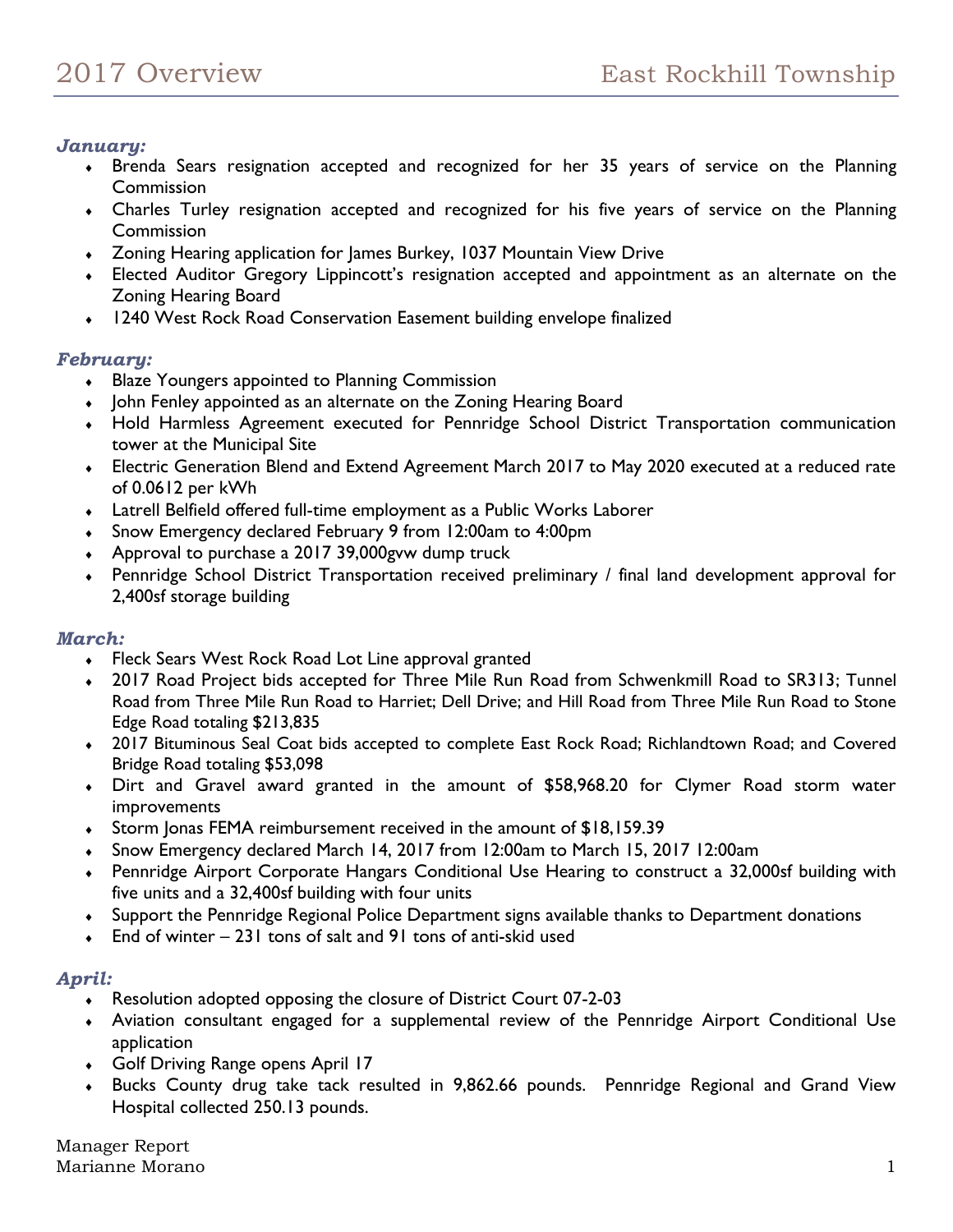# 2017 Overview — East Rockhill Township

***January:***

- Brenda Sears resignation accepted and recognized for her 35 years of service on the Planning Commission
- Charles Turley resignation accepted and recognized for his five years of service on the Planning Commission
- Zoning Hearing application for James Burkey, 1037 Mountain View Drive
- Elected Auditor Gregory Lippincott's resignation accepted and appointment as an alternate on the Zoning Hearing Board
- 1240 West Rock Road Conservation Easement building envelope finalized

***February:***

- Blaze Youngers appointed to Planning Commission
- John Fenley appointed as an alternate on the Zoning Hearing Board
- Hold Harmless Agreement executed for Pennridge School District Transportation communication tower at the Municipal Site
- Electric Generation Blend and Extend Agreement March 2017 to May 2020 executed at a reduced rate of 0.0612 per kWh
- Latrell Belfield offered full-time employment as a Public Works Laborer
- Snow Emergency declared February 9 from 12:00am to 4:00pm
- Approval to purchase a 2017 39,000gvw dump truck
- Pennridge School District Transportation received preliminary / final land development approval for 2,400sf storage building

***March:***

- Fleck Sears West Rock Road Lot Line approval granted
- 2017 Road Project bids accepted for Three Mile Run Road from Schwenkmill Road to SR313; Tunnel Road from Three Mile Run Road to Harriet; Dell Drive; and Hill Road from Three Mile Run Road to Stone Edge Road totaling $213,835
- 2017 Bituminous Seal Coat bids accepted to complete East Rock Road; Richlandtown Road; and Covered Bridge Road totaling $53,098
- Dirt and Gravel award granted in the amount of $58,968.20 for Clymer Road storm water improvements
- Storm Jonas FEMA reimbursement received in the amount of $18,159.39
- Snow Emergency declared March 14, 2017 from 12:00am to March 15, 2017 12:00am
- Pennridge Airport Corporate Hangars Conditional Use Hearing to construct a 32,000sf building with five units and a 32,400sf building with four units
- Support the Pennridge Regional Police Department signs available thanks to Department donations
- End of winter – 231 tons of salt and 91 tons of anti-skid used

***April:***

- Resolution adopted opposing the closure of District Court 07-2-03
- Aviation consultant engaged for a supplemental review of the Pennridge Airport Conditional Use application
- Golf Driving Range opens April 17
- Bucks County drug take tack resulted in 9,862.66 pounds. Pennridge Regional and Grand View Hospital collected 250.13 pounds.

Manager Report
Marianne Morano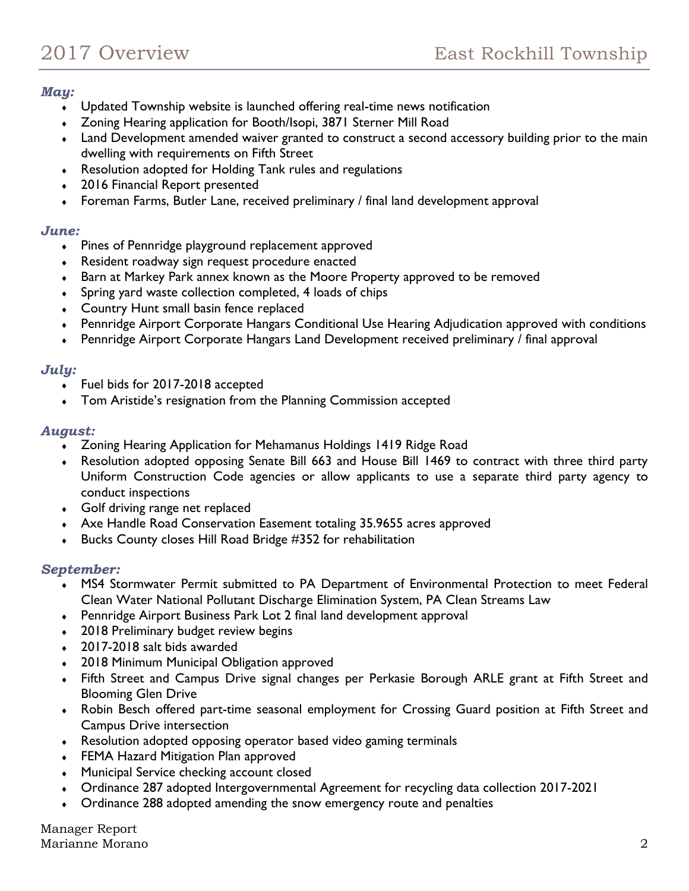### *May:*

- Updated Township website is launched offering real-time news notification
- Zoning Hearing application for Booth/Isopi, 3871 Sterner Mill Road
- Land Development amended waiver granted to construct a second accessory building prior to the main dwelling with requirements on Fifth Street
- Resolution adopted for Holding Tank rules and regulations
- 2016 Financial Report presented
- Foreman Farms, Butler Lane, received preliminary / final land development approval

### *June:*

- Pines of Pennridge playground replacement approved
- Resident roadway sign request procedure enacted
- Barn at Markey Park annex known as the Moore Property approved to be removed
- Spring yard waste collection completed, 4 loads of chips
- Country Hunt small basin fence replaced
- Pennridge Airport Corporate Hangars Conditional Use Hearing Adjudication approved with conditions
- Pennridge Airport Corporate Hangars Land Development received preliminary / final approval

### *July:*

- Fuel bids for 2017-2018 accepted
- Tom Aristide's resignation from the Planning Commission accepted

### *August:*

- Zoning Hearing Application for Mehamanus Holdings 1419 Ridge Road
- Resolution adopted opposing Senate Bill 663 and House Bill 1469 to contract with three third party Uniform Construction Code agencies or allow applicants to use a separate third party agency to conduct inspections
- Golf driving range net replaced
- Axe Handle Road Conservation Easement totaling 35.9655 acres approved
- Bucks County closes Hill Road Bridge #352 for rehabilitation

### *September:*

- MS4 Stormwater Permit submitted to PA Department of Environmental Protection to meet Federal Clean Water National Pollutant Discharge Elimination System, PA Clean Streams Law
- Pennridge Airport Business Park Lot 2 final land development approval
- 2018 Preliminary budget review begins
- 2017-2018 salt bids awarded
- 2018 Minimum Municipal Obligation approved
- Fifth Street and Campus Drive signal changes per Perkasie Borough ARLE grant at Fifth Street and Blooming Glen Drive
- Robin Besch offered part-time seasonal employment for Crossing Guard position at Fifth Street and Campus Drive intersection
- Resolution adopted opposing operator based video gaming terminals
- FEMA Hazard Mitigation Plan approved
- Municipal Service checking account closed
- Ordinance 287 adopted Intergovernmental Agreement for recycling data collection 2017-2021
- Ordinance 288 adopted amending the snow emergency route and penalties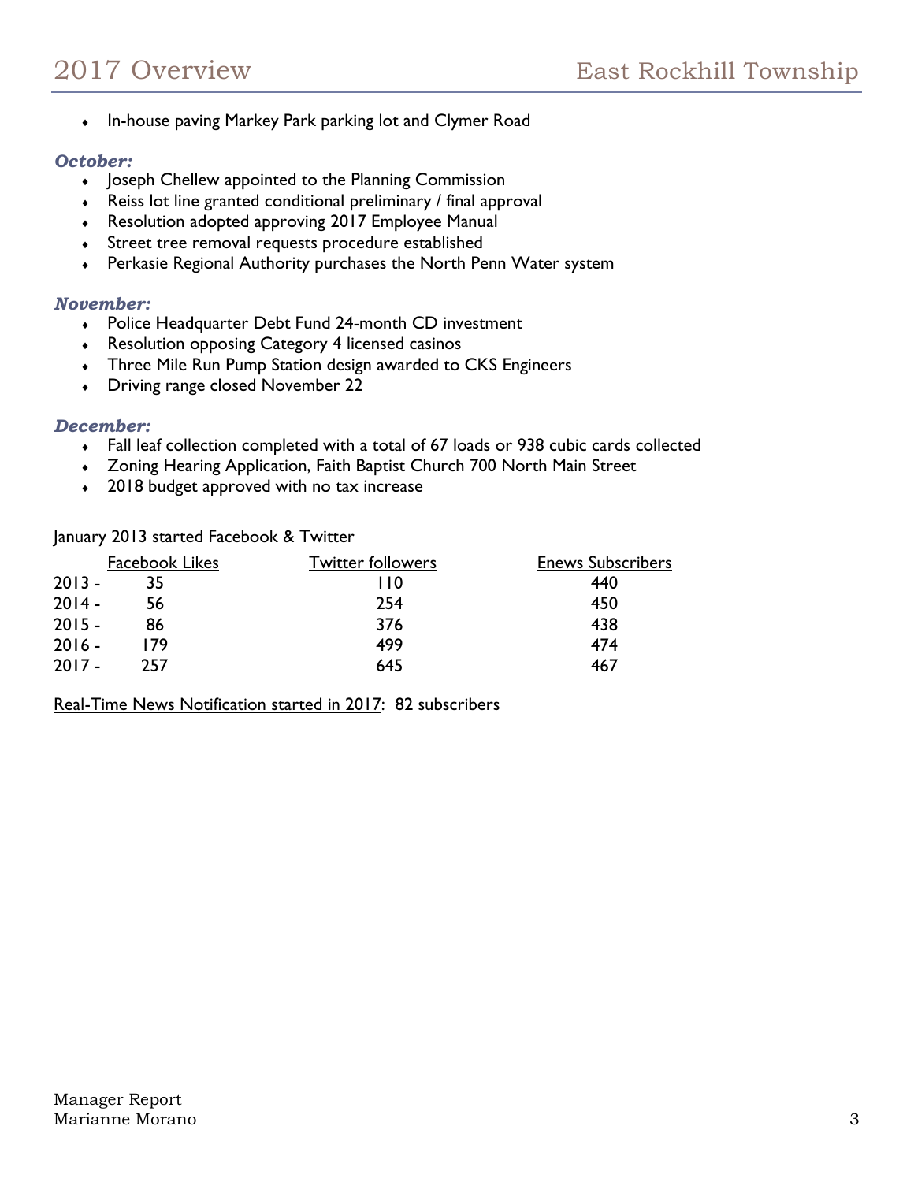- In-house paving Markey Park parking lot and Clymer Road

***October:***

- Joseph Chellew appointed to the Planning Commission
- Reiss lot line granted conditional preliminary / final approval
- Resolution adopted approving 2017 Employee Manual
- Street tree removal requests procedure established
- Perkasie Regional Authority purchases the North Penn Water system

***November:***

- Police Headquarter Debt Fund 24-month CD investment
- Resolution opposing Category 4 licensed casinos
- Three Mile Run Pump Station design awarded to CKS Engineers
- Driving range closed November 22

***December:***

- Fall leaf collection completed with a total of 67 loads or 938 cubic cards collected
- Zoning Hearing Application, Faith Baptist Church 700 North Main Street
- 2018 budget approved with no tax increase

January 2013 started Facebook & Twitter

| | Facebook Likes | Twitter followers | Enews Subscribers |
|---|---|---|---|
| 2013 - | 35 | 110 | 440 |
| 2014 - | 56 | 254 | 450 |
| 2015 - | 86 | 376 | 438 |
| 2016 - | 179 | 499 | 474 |
| 2017 - | 257 | 645 | 467 |

Real-Time News Notification started in 2017: 82 subscribers